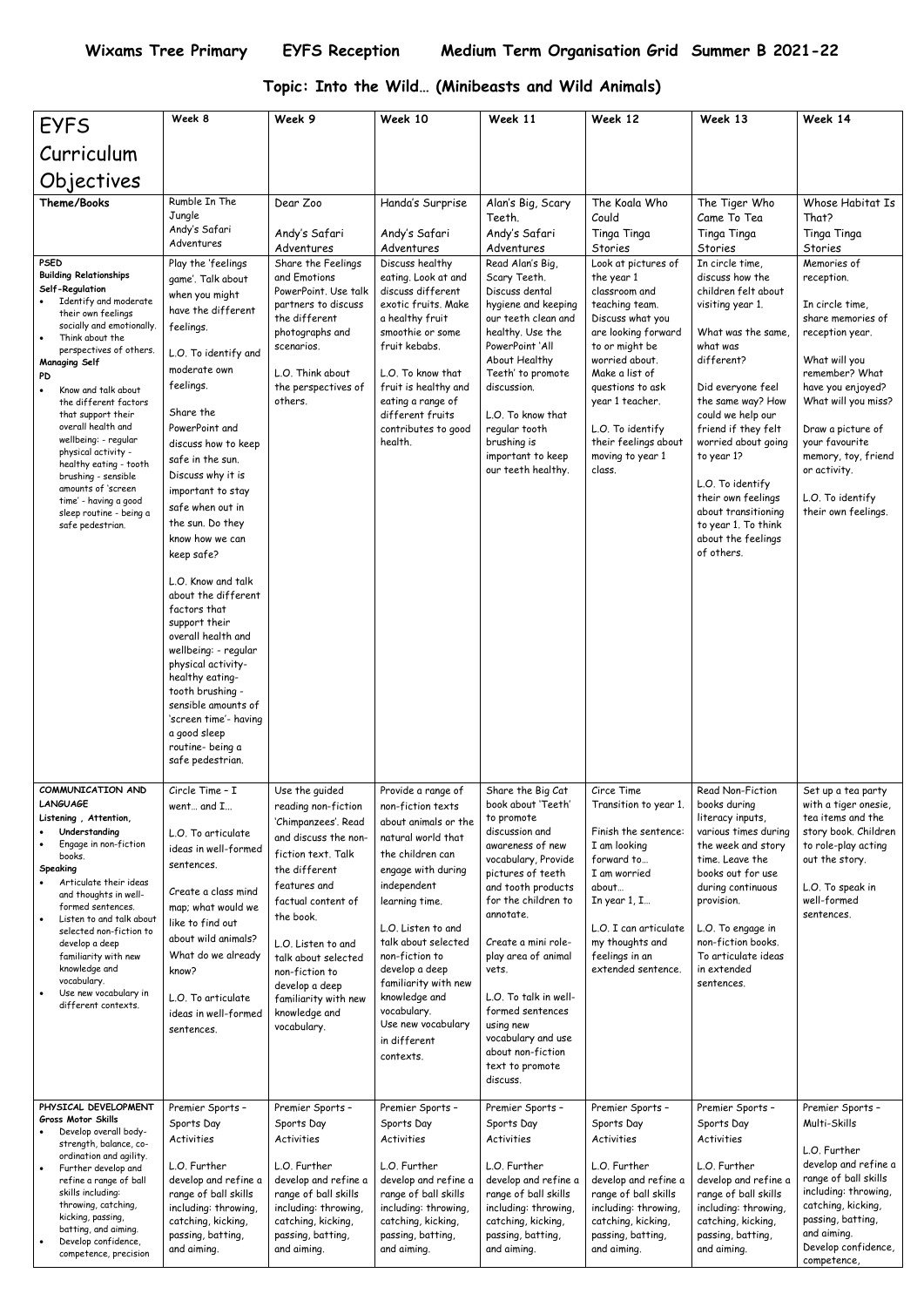# Wixams Tree Primary EYFS Reception Medium Term Organisation Grid Summer B 2021-22

## Topic: Into the Wild… (Minibeasts and Wild Animals)

| EYFS Curriculum Objectives | Week 8 | Week 9 | Week 10 | Week 11 | Week 12 | Week 13 | Week 14 |
|---|---|---|---|---|---|---|---|
| **Theme/Books** | Rumble In The Jungle<br>Andy's Safari Adventures | Dear Zoo<br><br>Andy's Safari Adventures | Handa's Surprise<br><br>Andy's Safari Adventures | Alan's Big, Scary Teeth.<br>Andy's Safari Adventures | The Koala Who Could<br>Tinga Tinga Stories | The Tiger Who Came To Tea<br>Tinga Tinga Stories | Whose Habitat Is That?<br>Tinga Tinga Stories |
| **PSED**<br>**Building Relationships**<br>**Self-Regulation**<br>• Identify and moderate their own feelings socially and emotionally.<br>• Think about the perspectives of others.<br>**Managing Self**<br>**PD**<br>• Know and talk about the different factors that support their overall health and wellbeing: - regular physical activity - healthy eating - tooth brushing - sensible amounts of 'screen time' - having a good sleep routine - being a safe pedestrian. | Play the 'feelings game'. Talk about when you might have the different feelings.<br><br>L.O. To identify and moderate own feelings.<br><br>Share the PowerPoint and discuss how to keep safe in the sun. Discuss why it is important to stay safe when out in the sun. Do they know how we can keep safe?<br><br>L.O. Know and talk about the different factors that support their overall health and wellbeing: - regular physical activity- healthy eating- tooth brushing - sensible amounts of 'screen time'- having a good sleep routine- being a safe pedestrian. | Share the Feelings and Emotions PowerPoint. Use talk partners to discuss the different photographs and scenarios.<br><br>L.O. Think about the perspectives of others. | Discuss healthy eating. Look at and discuss different exotic fruits. Make a healthy fruit smoothie or some fruit kebabs.<br><br>L.O. To know that fruit is healthy and eating a range of different fruits contributes to good health. | Read Alan's Big, Scary Teeth. Discuss dental hygiene and keeping our teeth clean and healthy. Use the PowerPoint 'All About Healthy Teeth' to promote discussion.<br><br>L.O. To know that regular tooth brushing is important to keep our teeth healthy. | Look at pictures of the year 1 classroom and teaching team. Discuss what you are looking forward to or might be worried about. Make a list of questions to ask year 1 teacher.<br><br>L.O. To identify their feelings about moving to year 1 class. | In circle time, discuss how the children felt about visiting year 1.<br><br>What was the same, what was different?<br><br>Did everyone feel the same way? How could we help our friend if they felt worried about going to year 1?<br><br>L.O. To identify their own feelings about transitioning to year 1. To think about the feelings of others. | Memories of reception.<br><br>In circle time, share memories of reception year.<br><br>What will you remember? What have you enjoyed? What will you miss?<br><br>Draw a picture of your favourite memory, toy, friend or activity.<br><br>L.O. To identify their own feelings. |
| **COMMUNICATION AND LANGUAGE**<br>**Listening , Attention, Understanding**<br>• Engage in non-fiction books.<br>**Speaking**<br>• Articulate their ideas and thoughts in well-formed sentences.<br>• Listen to and talk about selected non-fiction to develop a deep familiarity with new knowledge and vocabulary.<br>• Use new vocabulary in different contexts. | Circle Time – I went… and I…<br><br>L.O. To articulate ideas in well-formed sentences.<br><br>Create a class mind map; what would we like to find out about wild animals? What do we already know?<br><br>L.O. To articulate ideas in well-formed sentences. | Use the guided reading non-fiction 'Chimpanzees'. Read and discuss the non-fiction text. Talk the different features and factual content of the book.<br><br>L.O. Listen to and talk about selected non-fiction to develop a deep familiarity with new knowledge and vocabulary. | Provide a range of non-fiction texts about animals or the natural world that the children can engage with during independent learning time.<br><br>L.O. Listen to and talk about selected non-fiction to develop a deep familiarity with new knowledge and vocabulary. Use new vocabulary in different contexts. | Share the Big Cat book about 'Teeth' to promote discussion and awareness of new vocabulary, Provide pictures of teeth and tooth products for the children to annotate.<br><br>Create a mini role-play area of animal vets.<br><br>L.O. To talk in well-formed sentences using new vocabulary and use about non-fiction text to promote discuss. | Circe Time Transition to year 1.<br><br>Finish the sentence:<br>I am looking forward to…<br>I am worried about…<br>In year 1, I…<br><br>L.O. I can articulate my thoughts and feelings in an extended sentence. | Read Non-Fiction books during literacy inputs, various times during the week and story time. Leave the books out for use during continuous provision.<br><br>L.O. To engage in non-fiction books. To articulate ideas in extended sentences. | Set up a tea party with a tiger onesie, tea items and the story book. Children to role-play acting out the story.<br><br>L.O. To speak in well-formed sentences. |
| **PHYSICAL DEVELOPMENT**<br>**Gross Motor Skills**<br>• Develop overall body-strength, balance, co-ordination and agility.<br>• Further develop and refine a range of ball skills including: throwing, catching, kicking, passing, batting, and aiming.<br>• Develop confidence, competence, precision | Premier Sports – Sports Day Activities<br><br>L.O. Further develop and refine a range of ball skills including: throwing, catching, kicking, passing, batting, and aiming. | Premier Sports – Sports Day Activities<br><br>L.O. Further develop and refine a range of ball skills including: throwing, catching, kicking, passing, batting, and aiming. | Premier Sports – Sports Day Activities<br><br>L.O. Further develop and refine a range of ball skills including: throwing, catching, kicking, passing, batting, and aiming. | Premier Sports – Sports Day Activities<br><br>L.O. Further develop and refine a range of ball skills including: throwing, catching, kicking, passing, batting, and aiming. | Premier Sports – Sports Day Activities<br><br>L.O. Further develop and refine a range of ball skills including: throwing, catching, kicking, passing, batting, and aiming. | Premier Sports – Sports Day Activities<br><br>L.O. Further develop and refine a range of ball skills including: throwing, catching, kicking, passing, batting, and aiming. | Premier Sports – Multi-Skills<br><br>L.O. Further develop and refine a range of ball skills including: throwing, catching, kicking, passing, batting, and aiming. Develop confidence, competence, |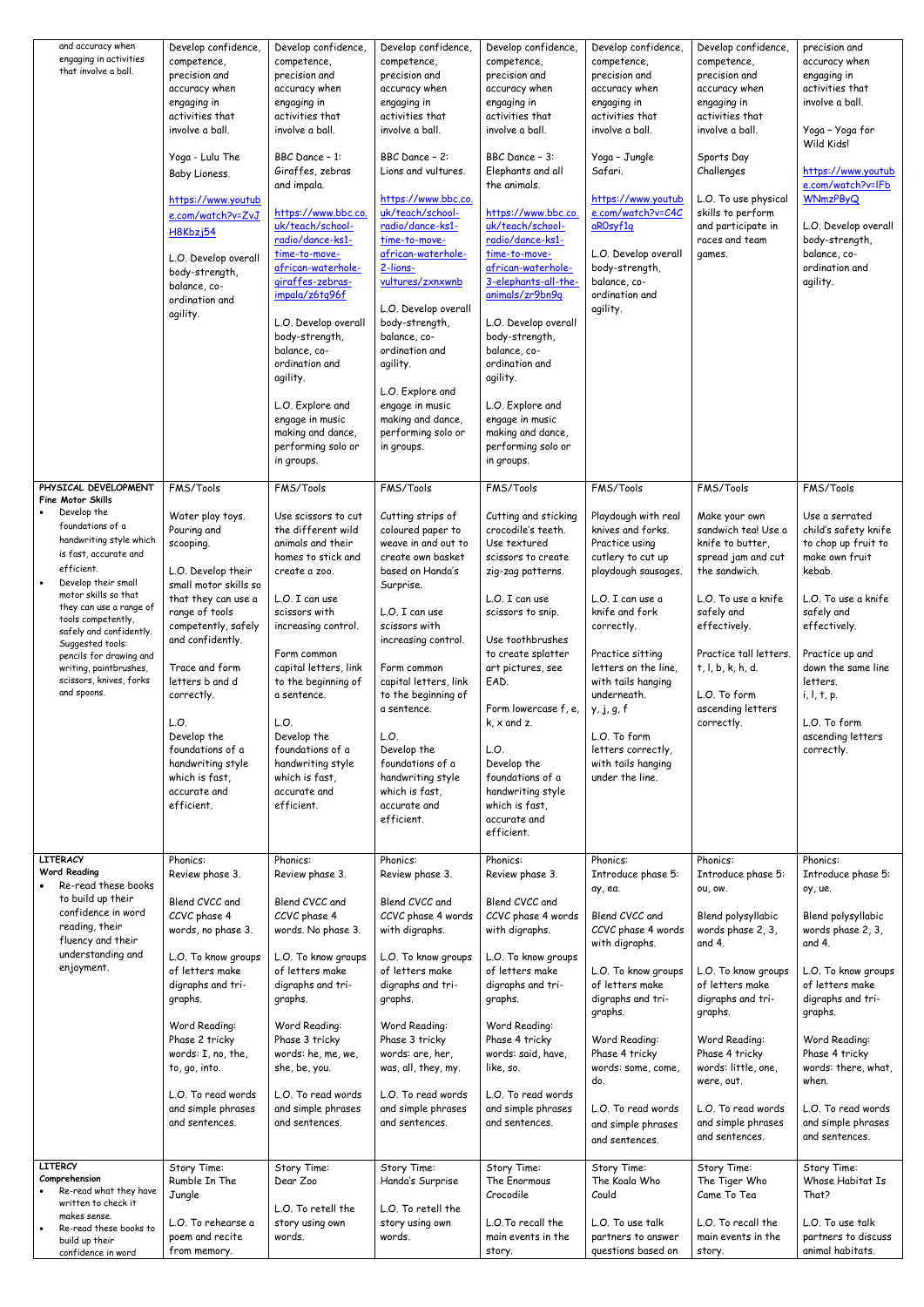| and accuracy when engaging in activities that involve a ball. | Develop confidence, competence, precision and accuracy when engaging in activities that involve a ball.<br><br>Yoga - Lulu The Baby Lioness.<br><br>https://www.youtube.com/watch?v=ZvJH8Kbzj54<br><br>L.O. Develop overall body-strength, balance, co-ordination and agility. | Develop confidence, competence, precision and accuracy when engaging in activities that involve a ball.<br><br>BBC Dance – 1: Giraffes, zebras and impala.<br><br>https://www.bbc.co.uk/teach/school-radio/dance-ks1-time-to-move-african-waterhole-giraffes-zebras-impala/z6tq96f<br><br>L.O. Develop overall body-strength, balance, co-ordination and agility.<br><br>L.O. Explore and engage in music making and dance, performing solo or in groups. | Develop confidence, competence, precision and accuracy when engaging in activities that involve a ball.<br><br>BBC Dance – 2: Lions and vultures.<br><br>https://www.bbc.co.uk/teach/school-radio/dance-ks1-time-to-move-african-waterhole-2-lions-vultures/zxnxwnb<br><br>L.O. Develop overall body-strength, balance, co-ordination and agility.<br><br>L.O. Explore and engage in music making and dance, performing solo or in groups. | Develop confidence, competence, precision and accuracy when engaging in activities that involve a ball.<br><br>BBC Dance – 3: Elephants and all the animals.<br><br>https://www.bbc.co.uk/teach/school-radio/dance-ks1-time-to-move-african-waterhole-3-elephants-all-the-animals/zr9bn9q<br><br>L.O. Develop overall body-strength, balance, co-ordination and agility.<br><br>L.O. Explore and engage in music making and dance, performing solo or in groups. | Develop confidence, competence, precision and accuracy when engaging in activities that involve a ball.<br><br>Yoga – Jungle Safari.<br><br>https://www.youtube.com/watch?v=C4CaR0syf1g<br><br>L.O. Develop overall body-strength, balance, co-ordination and agility. | Develop confidence, competence, precision and accuracy when engaging in activities that involve a ball.<br><br>Sports Day Challenges<br><br>L.O. To use physical skills to perform and participate in races and team games. | precision and accuracy when engaging in activities that involve a ball.<br><br>Yoga – Yoga for Wild Kids!<br><br>https://www.youtube.com/watch?v=lFbWNmzPByQ<br><br>L.O. Develop overall body-strength, balance, co-ordination and agility. |
|---|---|---|---|---|---|---|---|
| **PHYSICAL DEVELOPMENT**<br>**Fine Motor Skills**<br>• Develop the foundations of a handwriting style which is fast, accurate and efficient.<br>• Develop their small motor skills so that they can use a range of tools competently, safely and confidently. Suggested tools: pencils for drawing and writing, paintbrushes, scissors, knives, forks and spoons. | FMS/Tools<br><br>Water play toys. Pouring and scooping.<br><br>L.O. Develop their small motor skills so that they can use a range of tools competently, safely and confidently.<br><br>Trace and form letters b and d correctly.<br><br>L.O.<br>Develop the foundations of a handwriting style which is fast, accurate and efficient. | FMS/Tools<br><br>Use scissors to cut the different wild animals and their homes to stick and create a zoo.<br><br>L.O. I can use scissors with increasing control.<br><br>Form common capital letters, link to the beginning of a sentence.<br><br>L.O.<br>Develop the foundations of a handwriting style which is fast, accurate and efficient. | FMS/Tools<br><br>Cutting strips of coloured paper to weave in and out to create own basket based on Handa's Surprise.<br><br>L.O. I can use scissors with increasing control.<br><br>Form common capital letters, link to the beginning of a sentence.<br><br>L.O.<br>Develop the foundations of a handwriting style which is fast, accurate and efficient. | FMS/Tools<br><br>Cutting and sticking crocodile's teeth. Use textured scissors to create zig-zag patterns.<br><br>L.O. I can use scissors to snip.<br><br>Use toothbrushes to create splatter art pictures, see EAD.<br><br>Form lowercase f, e, k, x and z.<br><br>L.O.<br>Develop the foundations of a handwriting style which is fast, accurate and efficient. | FMS/Tools<br><br>Playdough with real knives and forks. Practice using cutlery to cut up playdough sausages.<br><br>L.O. I can use a knife and fork correctly.<br><br>Practice sitting letters on the line, with tails hanging underneath.<br>y, j, g, f<br><br>L.O. To form letters correctly, with tails hanging under the line. | FMS/Tools<br><br>Make your own sandwich tea! Use a knife to butter, spread jam and cut the sandwich.<br><br>L.O. To use a knife safely and effectively.<br><br>Practice tall letters. t, l, b, k, h, d.<br><br>L.O. To form ascending letters correctly. | FMS/Tools<br><br>Use a serrated child's safety knife to chop up fruit to make own fruit kebab.<br><br>L.O. To use a knife safely and effectively.<br><br>Practice up and down the same line letters.<br>i, l, t, p.<br><br>L.O. To form ascending letters correctly. |
| **LITERACY**<br>**Word Reading**<br>• Re-read these books to build up their confidence in word reading, their fluency and their understanding and enjoyment. | Phonics:<br>Review phase 3.<br><br>Blend CVCC and CCVC phase 4 words, no phase 3.<br><br>L.O. To know groups of letters make digraphs and tri-graphs.<br><br>Word Reading:<br>Phase 2 tricky words: I, no, the, to, go, into.<br><br>L.O. To read words and simple phrases and sentences. | Phonics:<br>Review phase 3.<br><br>Blend CVCC and CCVC phase 4 words. No phase 3.<br><br>L.O. To know groups of letters make digraphs and tri-graphs.<br><br>Word Reading:<br>Phase 3 tricky words: he, me, we, she, be, you.<br><br>L.O. To read words and simple phrases and sentences. | Phonics:<br>Review phase 3.<br><br>Blend CVCC and CCVC phase 4 words with digraphs.<br><br>L.O. To know groups of letters make digraphs and tri-graphs.<br><br>Word Reading:<br>Phase 3 tricky words: are, her, was, all, they, my.<br><br>L.O. To read words and simple phrases and sentences. | Phonics:<br>Review phase 3.<br><br>Blend CVCC and CCVC phase 4 words with digraphs.<br><br>L.O. To know groups of letters make digraphs and tri-graphs.<br><br>Word Reading:<br>Phase 4 tricky words: said, have, like, so.<br><br>L.O. To read words and simple phrases and sentences. | Phonics:<br>Introduce phase 5: ay, ea.<br><br>Blend CVCC and CCVC phase 4 words with digraphs.<br><br>L.O. To know groups of letters make digraphs and tri-graphs.<br><br>Word Reading:<br>Phase 4 tricky words: some, come, do.<br><br>L.O. To read words and simple phrases and sentences. | Phonics:<br>Introduce phase 5: ou, ow.<br><br>Blend polysyllabic words phase 2, 3, and 4.<br><br>L.O. To know groups of letters make digraphs and tri-graphs.<br><br>Word Reading:<br>Phase 4 tricky words: little, one, were, out.<br><br>L.O. To read words and simple phrases and sentences. | Phonics:<br>Introduce phase 5: oy, ue.<br><br>Blend polysyllabic words phase 2, 3, and 4.<br><br>L.O. To know groups of letters make digraphs and tri-graphs.<br><br>Word Reading:<br>Phase 4 tricky words: there, what, when.<br><br>L.O. To read words and simple phrases and sentences. |
| **LITERCY**<br>**Comprehension**<br>• Re-read what they have written to check it makes sense.<br>• Re-read these books to build up their confidence in word | Story Time:<br>Rumble In The Jungle<br><br>L.O. To rehearse a poem and recite from memory. | Story Time:<br>Dear Zoo<br><br>L.O. To retell the story using own words. | Story Time:<br>Handa's Surprise<br><br>L.O. To retell the story using own words. | Story Time:<br>The Enormous Crocodile<br><br>L.O.To recall the main events in the story. | Story Time:<br>The Koala Who Could<br><br>L.O. To use talk partners to answer questions based on | Story Time:<br>The Tiger Who Came To Tea<br><br>L.O. To recall the main events in the story. | Story Time:<br>Whose Habitat Is That?<br><br>L.O. To use talk partners to discuss animal habitats. |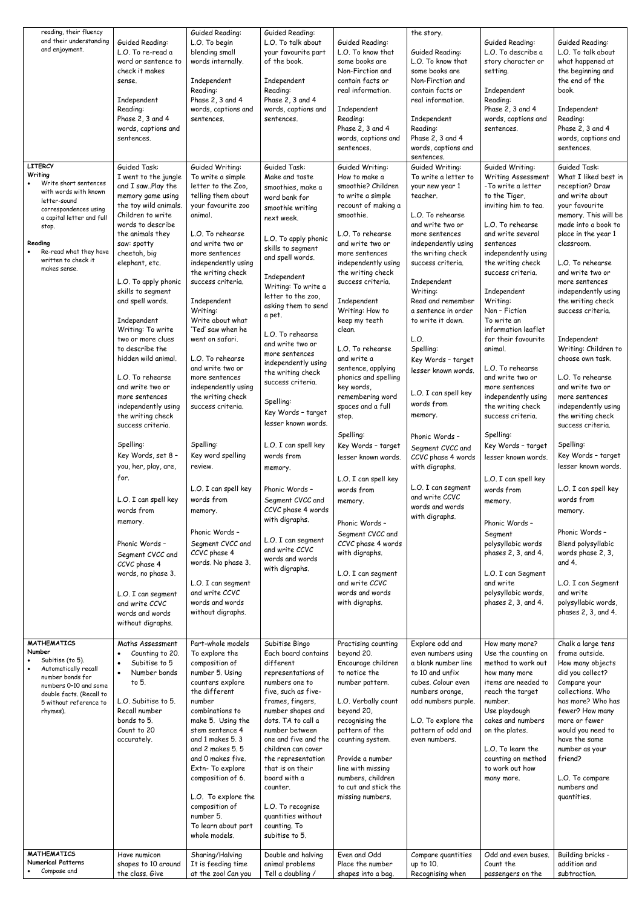| reading, their fluency and their understanding and enjoyment. | Guided Reading: L.O. To re-read a word or sentence to check it makes sense.<br><br>Independent Reading: Phase 2, 3 and 4 words, captions and sentences. | Guided Reading: L.O. To begin blending small words internally.<br><br>Independent Reading: Phase 2, 3 and 4 words, captions and sentences. | Guided Reading: L.O. To talk about your favourite part of the book.<br><br>Independent Reading: Phase 2, 3 and 4 words, captions and sentences. | Guided Reading: L.O. To know that some books are Non-Firction and contain facts or real information.<br><br>Independent Reading: Phase 2, 3 and 4 words, captions and sentences. | the story.<br><br>Guided Reading: L.O. To know that some books are Non-Firction and contain facts or real information.<br><br>Independent Reading: Phase 2, 3 and 4 words, captions and sentences. | Guided Reading: L.O. To describe a story character or setting.<br><br>Independent Reading: Phase 2, 3 and 4 words, captions and sentences. | Guided Reading: L.O. To talk about what happened at the beginning and the end of the book.<br><br>Independent Reading: Phase 2, 3 and 4 words, captions and sentences. |
|---|---|---|---|---|---|---|---|
| **LITERCY**<br>**Writing**<br>• Write short sentences with words with known letter-sound correspondences using a capital letter and full stop.<br><br>**Reading**<br>• Re-read what they have written to check it makes sense. | Guided Task: I went to the jungle and I saw..Play the memory game using the toy wild animals. Children to write words to describe the animals they saw: spotty cheetah, big elephant, etc.<br><br>L.O. To apply phonic skills to segment and spell words.<br><br>Independent Writing: To write two or more clues to describe the hidden wild animal.<br><br>L.O. To rehearse and write two or more sentences independently using the writing check success criteria.<br><br>Spelling: Key Words, set 8 – you, her, play, are, for.<br><br>L.O. I can spell key words from memory.<br><br>Phonic Words – Segment CVCC and CCVC phase 4 words, no phase 3.<br><br>L.O. I can segment and write CCVC words and words without digraphs. | Guided Writing: To write a simple letter to the Zoo, telling them about your favourite zoo animal.<br><br>L.O. To rehearse and write two or more sentences independently using the writing check success criteria.<br><br>Independent Writing: Write about what 'Ted' saw when he went on safari.<br><br>L.O. To rehearse and write two or more sentences independently using the writing check success criteria.<br><br>Spelling: Key word spelling review.<br><br>L.O. I can spell key words from memory.<br><br>Phonic Words – Segment CVCC and CCVC phase 4 words. No phase 3.<br><br>L.O. I can segment and write CCVC words and words without digraphs. | Guided Task: Make and taste smoothies, make a word bank for smoothie writing next week.<br><br>L.O. To apply phonic skills to segment and spell words.<br><br>Independent Writing: To write a letter to the zoo, asking them to send a pet.<br><br>L.O. To rehearse and write two or more sentences independently using the writing check success criteria.<br><br>Spelling: Key Words – target lesser known words.<br><br>L.O. I can spell key words from memory.<br><br>Phonic Words – Segment CVCC and CCVC phase 4 words with digraphs.<br><br>L.O. I can segment and write CCVC words and words with digraphs. | Guided Writing: How to make a smoothie? Children to write a simple recount of making a smoothie.<br><br>L.O. To rehearse and write two or more sentences independently using the writing check success criteria.<br><br>Independent Writing: How to keep my teeth clean.<br><br>L.O. To rehearse and write a sentence, applying phonics and spelling key words, remembering word spaces and a full stop.<br><br>Spelling: Key Words – target lesser known words.<br><br>L.O. I can spell key words from memory.<br><br>Phonic Words – Segment CVCC and CCVC phase 4 words with digraphs.<br><br>L.O. I can segment and write CCVC words and words with digraphs. | Guided Writing: To write a letter to your new year 1 teacher.<br><br>L.O. To rehearse and write two or more sentences independently using the writing check success criteria.<br><br>Independent Writing: Read and remember a sentence in order to write it down.<br><br>L.O. Spelling: Key Words – target lesser known words.<br><br>L.O. I can spell key words from memory.<br><br>Phonic Words – Segment CVCC and CCVC phase 4 words with digraphs.<br><br>L.O. I can segment and write CCVC words and words with digraphs. | Guided Writing: Writing Assessment -To write a letter to the Tiger, inviting him to tea.<br><br>L.O. To rehearse and write several sentences independently using the writing check success criteria.<br><br>Independent Writing: Non – Fiction To write an information leaflet for their favourite animal.<br><br>L.O. To rehearse and write two or more sentences independently using the writing check success criteria.<br><br>Spelling: Key Words – target lesser known words.<br><br>L.O. I can spell key words from memory.<br><br>Phonic Words – Segment polysyllabic words phases 2, 3, and 4.<br><br>L.O. I can Segment and write polysyllabic words, phases 2, 3, and 4. | Guided Task: What I liked best in reception? Draw and write about your favourite memory. This will be made into a book to place in the year 1 classroom.<br><br>L.O. To rehearse and write two or more sentences independently using the writing check success criteria.<br><br>Independent Writing: Children to choose own task.<br><br>L.O. To rehearse and write two or more sentences independently using the writing check success criteria.<br><br>Spelling: Key Words – target lesser known words.<br><br>L.O. I can spell key words from memory.<br><br>Phonic Words – Blend polysyllabic words phase 2, 3, and 4.<br><br>L.O. I can Segment and write polysyllabic words, phases 2, 3, and 4. |
| **MATHEMATICS**<br>**Number**<br>• Subitise (to 5).<br>• Automatically recall number bonds for numbers 0–10 and some double facts. (Recall to 5 without reference to rhymes). | Maths Assessment<br>• Counting to 20.<br>• Subitise to 5<br>• Number bonds to 5.<br><br>L.O. Subitise to 5. Recall number bonds to 5. Count to 20 accurately. | Part-whole models To explore the composition of number 5. Using counters explore the different number combinations to make 5. Using the stem sentence 4 and 1 makes 5. 3 and 2 makes 5. 5 and 0 makes five. Extn- To explore composition of 6.<br><br>L.O. To explore the composition of number 5. To learn about part whole models. | Subitise Bingo Each board contains different representations of numbers one to five, such as five-frames, fingers, number shapes and dots. TA to call a number between one and five and the children can cover the representation that is on their board with a counter.<br><br>L.O. To recognise quantities without counting. To subitise to 5. | Practising counting beyond 20. Encourage children to notice the number pattern.<br><br>L.O. Verbally count beyond 20, recognising the pattern of the counting system.<br><br>Provide a number line with missing numbers, children to cut and stick the missing numbers. | Explore odd and even numbers using a blank number line to 10 and unfix cubes. Colour even numbers orange, odd numbers purple.<br><br>L.O. To explore the pattern of odd and even numbers. | How many more? Use the counting on method to work out how many more items are needed to reach the target number. Use playdough cakes and numbers on the plates.<br><br>L.O. To learn the counting on method to work out how many more. | Chalk a large tens frame outside. How many objects did you collect? Compare your collections. Who has more? Who has fewer? How many more or fewer would you need to have the same number as your friend?<br><br>L.O. To compare numbers and quantities. |
| **MATHEMATICS**<br>**Numerical Patterns**<br>• Compose and | Have numicon shapes to 10 around the class. Give | Sharing/Halving It is feeding time at the zoo! Can you | Double and halving animal problems Tell a doubling / | Even and Odd Place the number shapes into a bag. | Compare quantities up to 10. Recognising when | Odd and even buses. Count the passengers on the | Building bricks - addition and subtraction. |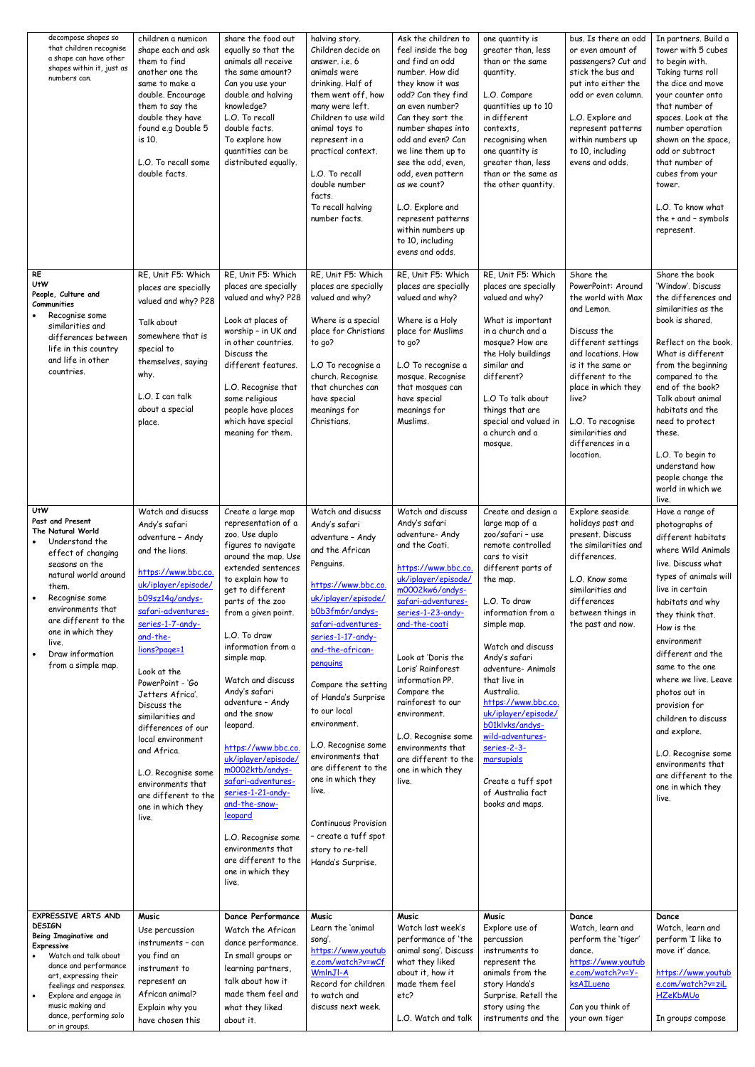| | | | | | | | |
|---|---|---|---|---|---|---|---|
| decompose shapes so that children recognise a shape can have other shapes within it, just as numbers can. | children a numicon shape each and ask them to find another one the same to make a double. Encourage them to say the double they have found e.g Double 5 is 10.<br><br>L.O. To recall some double facts. | share the food out equally so that the animals all receive the same amount? Can you use your double and halving knowledge?<br>L.O. To recall double facts.<br>To explore how quantities can be distributed equally. | halving story. Children decide on answer. i.e. 6 animals were drinking. Half of them went off, how many were left. Children to use wild animal toys to represent in a practical context.<br><br>L.O. To recall double number facts.<br>To recall halving number facts. | Ask the children to feel inside the bag and find an odd number. How did they know it was odd? Can they find an even number? Can they sort the number shapes into odd and even? Can we line them up to see the odd, even, odd, even pattern as we count?<br><br>L.O. Explore and represent patterns within numbers up to 10, including evens and odds. | one quantity is greater than, less than or the same quantity.<br><br>L.O. Compare quantities up to 10 in different contexts, recognising when one quantity is greater than, less than or the same as the other quantity. | bus. Is there an odd or even amount of passengers? Cut and stick the bus and put into either the odd or even column.<br><br>L.O. Explore and represent patterns within numbers up to 10, including evens and odds. | In partners. Build a tower with 5 cubes to begin with. Taking turns roll the dice and move your counter onto that number of spaces. Look at the number operation shown on the space, add or subtract that number of cubes from your tower.<br><br>L.O. To know what the + and – symbols represent. |
| **RE**<br>**UtW**<br>**People, Culture and Communities**<br>• Recognise some similarities and differences between life in this country and life in other countries. | RE, Unit F5: Which places are specially valued and why? P28<br><br>Talk about somewhere that is special to themselves, saying why.<br><br>L.O. I can talk about a special place. | RE, Unit F5: Which places are specially valued and why? P28<br><br>Look at places of worship – in UK and in other countries. Discuss the different features.<br><br>L.O. Recognise that some religious people have places which have special meaning for them. | RE, Unit F5: Which places are specially valued and why?<br><br>Where is a special place for Christians to go?<br><br>L.O To recognise a church. Recognise that churches can have special meanings for Christians. | RE, Unit F5: Which places are specially valued and why?<br><br>Where is a Holy place for Muslims to go?<br><br>L.O To recognise a mosque. Recognise that mosques can have special meanings for Muslims. | RE, Unit F5: Which places are specially valued and why?<br><br>What is important in a church and a mosque? How are the Holy buildings similar and different?<br><br>L.O To talk about things that are special and valued in a church and a mosque. | Share the PowerPoint: Around the world with Max and Lemon.<br><br>Discuss the different settings and locations. How is it the same or different to the place in which they live?<br><br>L.O. To recognise similarities and differences in a location. | Share the book 'Window'. Discuss the differences and similarities as the book is shared.<br><br>Reflect on the book. What is different from the beginning compared to the end of the book? Talk about animal habitats and the need to protect these.<br><br>L.O. To begin to understand how people change the world in which we live. |
| **UtW**<br>**Past and Present**<br>**The Natural World**<br>• Understand the effect of changing seasons on the natural world around them.<br>• Recognise some environments that are different to the one in which they live.<br>• Draw information from a simple map. | Watch and discuss Andy's safari adventure – Andy and the lions.<br><br>https://www.bbc.co.uk/iplayer/episode/b09sz14g/andys-safari-adventures-series-1-7-andy-and-the-lions?page=1<br><br>Look at the PowerPoint – 'Go Jetters Africa'. Discuss the similarities and differences of our local environment and Africa.<br><br>L.O. Recognise some environments that are different to the one in which they live. | Create a large map representation of a zoo. Use duplo figures to navigate around the map. Use extended sentences to explain how to get to different parts of the zoo from a given point.<br><br>L.O. To draw information from a simple map.<br><br>Watch and discuss Andy's safari adventure – Andy and the snow leopard.<br><br>https://www.bbc.co.uk/iplayer/episode/m0002ktb/andys-safari-adventures-series-1-21-andy-and-the-snow-leopard<br><br>L.O. Recognise some environments that are different to the one in which they live. | Watch and discuss Andy's safari adventure – Andy and the African Penguins.<br><br>https://www.bbc.co.uk/iplayer/episode/b0b3fm6r/andys-safari-adventures-series-1-17-andy-and-the-african-penguins<br><br>Compare the setting of Handa's Surprise to our local environment.<br><br>L.O. Recognise some environments that are different to the one in which they live.<br><br>Continuous Provision – create a tuff spot story to re-tell Handa's Surprise. | Watch and discuss Andy's safari adventure- Andy and the Coati.<br><br>https://www.bbc.co.uk/iplayer/episode/m0002kw6/andys-safari-adventures-series-1-23-andy-and-the-coati<br><br>Look at 'Doris the Loris' Rainforest information PP. Compare the rainforest to our environment.<br><br>L.O. Recognise some environments that are different to the one in which they live. | Create and design a large map of a zoo/safari – use remote controlled cars to visit different parts of the map.<br><br>L.O. To draw information from a simple map.<br><br>Watch and discuss Andy's safari adventure- Animals that live in Australia.<br>https://www.bbc.co.uk/iplayer/episode/b01klvks/andys-wild-adventures-series-2-3-marsupials<br><br>Create a tuff spot of Australia fact books and maps. | Explore seaside holidays past and present. Discuss the similarities and differences.<br><br>L.O. Know some similarities and differences between things in the past and now. | Have a range of photographs of different habitats where Wild Animals live. Discuss what types of animals will live in certain habitats and why they think that. How is the environment different and the same to the one where we live. Leave photos out in provision for children to discuss and explore.<br><br>L.O. Recognise some environments that are different to the one in which they live. |
| **EXPRESSIVE ARTS AND DESIGN**<br>**Being Imaginative and Expressive**<br>• Watch and talk about dance and performance art, expressing their feelings and responses.<br>• Explore and engage in music making and dance, performing solo or in groups. | **Music**<br>Use percussion instruments – can you find an instrument to represent an African animal? Explain why you have chosen this | **Dance Performance**<br>Watch the African dance performance. In small groups or learning partners, talk about how it made them feel and what they liked about it. | **Music**<br>Learn the 'animal song'.<br>https://www.youtube.com/watch?v=wCfWmlnJl-A<br>Record for children to watch and discuss next week. | **Music**<br>Watch last week's performance of 'the animal song'. Discuss what they liked about it, how it made them feel etc?<br><br>L.O. Watch and talk | **Music**<br>Explore use of percussion instruments to represent the animals from the story Handa's Surprise. Retell the story using the instruments and the | **Dance**<br>Watch, learn and perform the 'tiger' dance.<br>https://www.youtube.com/watch?v=Y-ksAILueno<br><br>Can you think of your own tiger | **Dance**<br>Watch, learn and perform 'I like to move it' dance.<br><br>https://www.youtube.com/watch?v=ziLHZeKbMUo<br><br>In groups compose |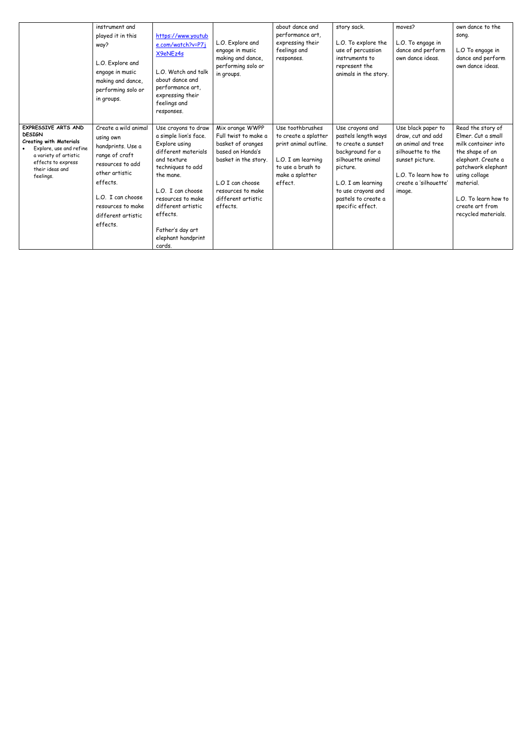|  | instrument and played it in this way?<br><br>L.O. Explore and engage in music making and dance, performing solo or in groups. | https://www.youtube.com/watch?v=P7jX9eNEz4s<br><br>L.O. Watch and talk about dance and performance art, expressing their feelings and responses. | L.O. Explore and engage in music making and dance, performing solo or in groups. | about dance and performance art, expressing their feelings and responses. | story sack.<br><br>L.O. To explore the use of percussion instruments to represent the animals in the story. | moves?<br><br>L.O. To engage in dance and perform own dance ideas. | own dance to the song.<br><br>L.O To engage in dance and perform own dance ideas. |
|---|---|---|---|---|---|---|---|
| **EXPRESSIVE ARTS AND DESIGN**<br>**Creating with Materials**<br>• Explore, use and refine a variety of artistic effects to express their ideas and feelings. | Create a wild animal using own handprints. Use a range of craft resources to add other artistic effects.<br><br>L.O. I can choose resources to make different artistic effects. | Use crayons to draw a simple lion's face. Explore using different materials and texture techniques to add the mane.<br><br>L.O. I can choose resources to make different artistic effects.<br><br>Father's day art elephant handprint cards. | Mix orange WWPP Full twist to make a basket of oranges based on Handa's basket in the story.<br><br>L.O I can choose resources to make different artistic effects. | Use toothbrushes to create a splatter print animal outline.<br><br>L.O. I am learning to use a brush to make a splatter effect. | Use crayons and pastels length ways to create a sunset background for a silhouette animal picture.<br><br>L.O. I am learning to use crayons and pastels to create a specific effect. | Use black paper to draw, cut and add an animal and tree silhouette to the sunset picture.<br><br>L.O. To learn how to create a 'silhouette' image. | Read the story of Elmer. Cut a small milk container into the shape of an elephant. Create a patchwork elephant using collage material.<br><br>L.O. To learn how to create art from recycled materials. |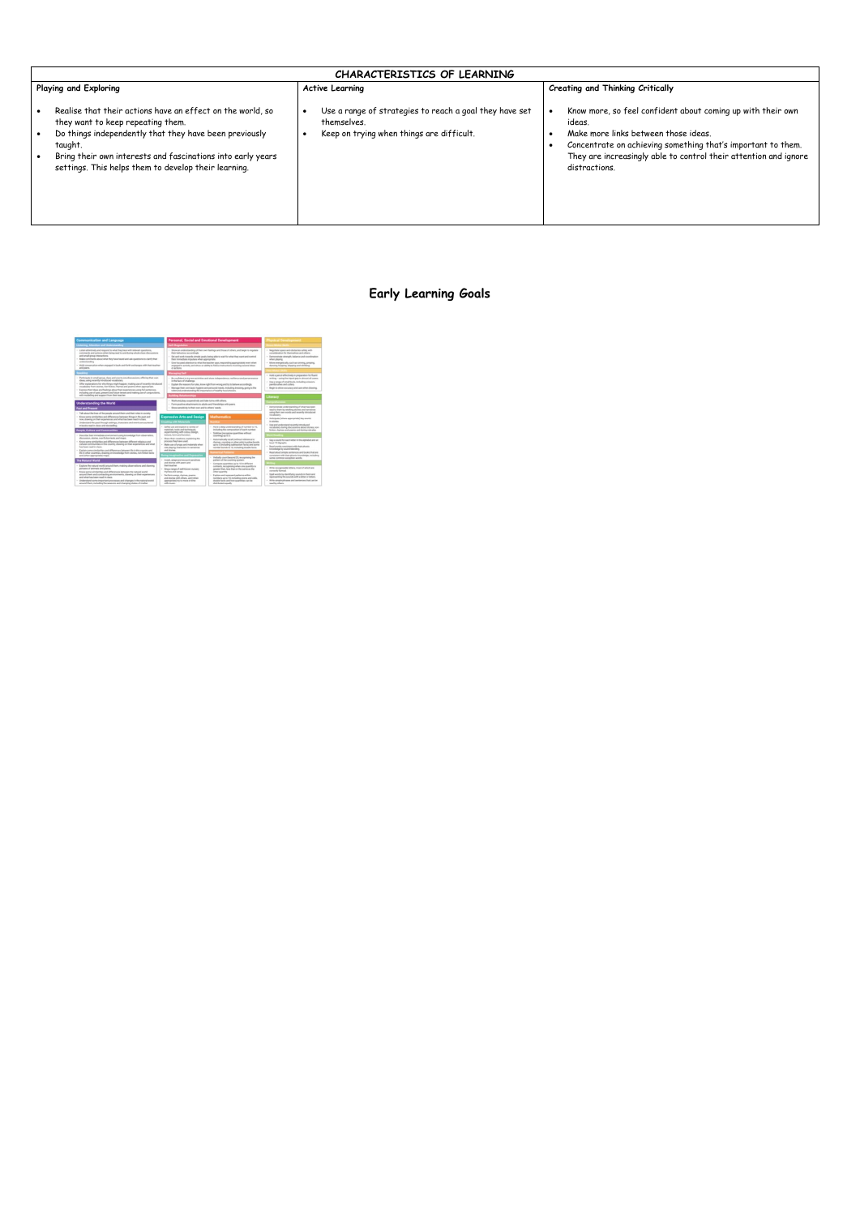| CHARACTERISTICS OF LEARNING | | |
|---|---|---|
| **Playing and Exploring** | **Active Learning** | **Creating and Thinking Critically** |
| • Realise that their actions have an effect on the world, so they want to keep repeating them. <br> • Do things independently that they have been previously taught. <br> • Bring their own interests and fascinations into early years settings. This helps them to develop their learning. | • Use a range of strategies to reach a goal they have set themselves. <br> • Keep on trying when things are difficult. | • Know more, so feel confident about coming up with their own ideas. <br> • Make more links between those ideas. <br> • Concentrate on achieving something that's important to them. They are increasingly able to control their attention and ignore distractions. |

## Early Learning Goals